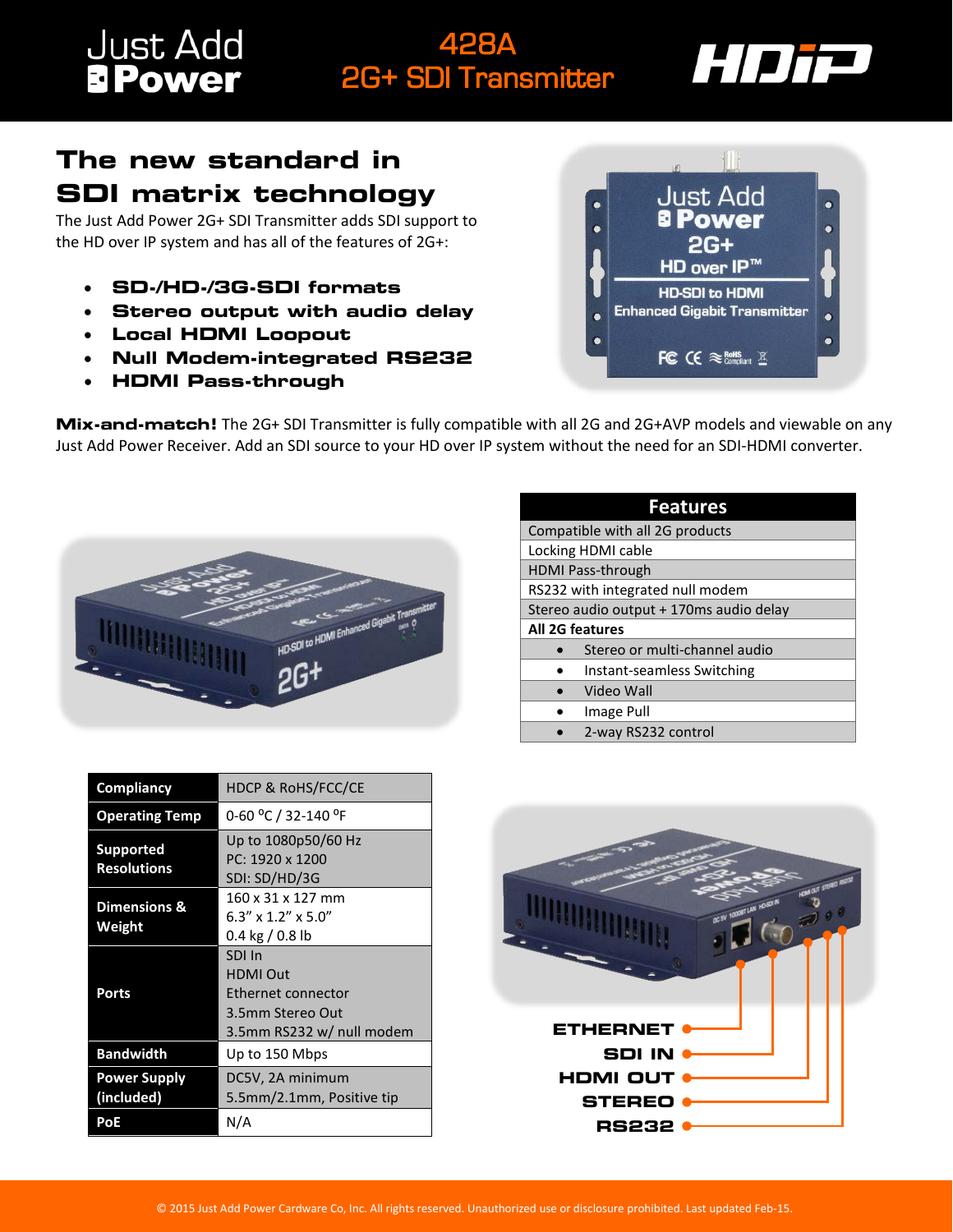# Just Add Power — 428A 2G+ SDI Transmitter — HDiP

## The new standard in SDI matrix technology

The Just Add Power 2G+ SDI Transmitter adds SDI support to the HD over IP system and has all of the features of 2G+:

- **SD-/HD-/3G-SDI formats**
- **Stereo output with audio delay**
- **Local HDMI Loopout**
- **Null Modem-integrated RS232**
- **HDMI Pass-through**

**Mix-and-match!** The 2G+ SDI Transmitter is fully compatible with all 2G and 2G+AVP models and viewable on any Just Add Power Receiver. Add an SDI source to your HD over IP system without the need for an SDI-HDMI converter.

| Features |
|---|
| Compatible with all 2G products |
| Locking HDMI cable |
| HDMI Pass-through |
| RS232 with integrated null modem |
| Stereo audio output + 170ms audio delay |
| **All 2G features** |
| • Stereo or multi-channel audio |
| • Instant-seamless Switching |
| • Video Wall |
| • Image Pull |
| • 2-way RS232 control |

| | |
|---|---|
| **Compliancy** | HDCP & RoHS/FCC/CE |
| **Operating Temp** | 0-60 °C / 32-140 °F |
| **Supported Resolutions** | Up to 1080p50/60 Hz<br>PC: 1920 x 1200<br>SDI: SD/HD/3G |
| **Dimensions & Weight** | 160 x 31 x 127 mm<br>6.3" x 1.2" x 5.0"<br>0.4 kg / 0.8 lb |
| **Ports** | SDI In<br>HDMI Out<br>Ethernet connector<br>3.5mm Stereo Out<br>3.5mm RS232 w/ null modem |
| **Bandwidth** | Up to 150 Mbps |
| **Power Supply (included)** | DC5V, 2A minimum<br>5.5mm/2.1mm, Positive tip |
| **PoE** | N/A |

**ETHERNET**
**SDI IN**
**HDMI OUT**
**STEREO**
**RS232**

© 2015 Just Add Power Cardware Co, Inc. All rights reserved. Unauthorized use or disclosure prohibited. Last updated Feb-15.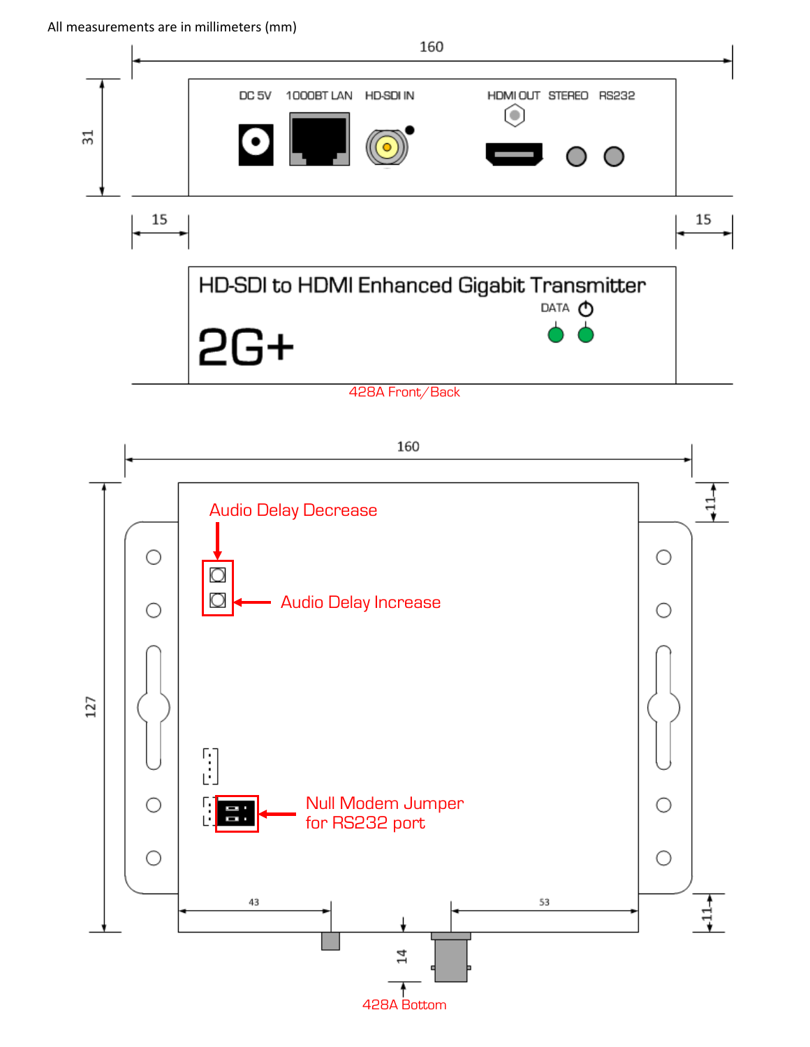All measurements are in millimeters (mm)

160

31

DC 5V 1000BT LAN HD-SDI IN HDMI OUT STEREO RS232

15

15

HD-SDI to HDMI Enhanced Gigabit Transmitter

DATA

2G+

428A Front/Back

160

11

Audio Delay Decrease

Audio Delay Increase

127

Null Modem Jumper for RS232 port

43

53

11

14

428A Bottom